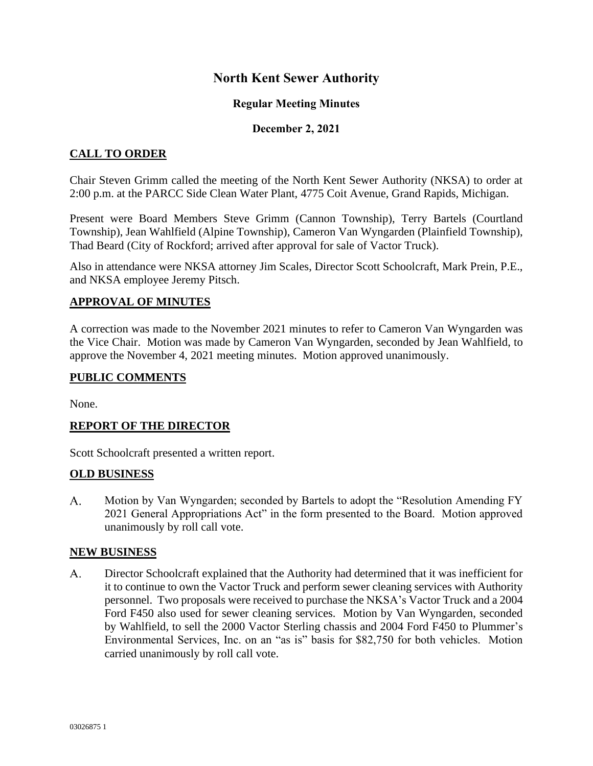# North Kent Sewer Authority

## Regular Meeting Minutes

### December 2, 2021

## CALL TO ORDER

Chair Steven Grimm called the meeting of the North Kent Sewer Authority (NKSA) to order at 2:00 p.m. at the PARCC Side Clean Water Plant, 4775 Coit Avenue, Grand Rapids, Michigan.

Present were Board Members Steve Grimm (Cannon Township), Terry Bartels (Courtland Township), Jean Wahlfield (Alpine Township), Cameron Van Wyngarden (Plainfield Township), Thad Beard (City of Rockford; arrived after approval for sale of Vactor Truck).

Also in attendance were NKSA attorney Jim Scales, Director Scott Schoolcraft, Mark Prein, P.E., and NKSA employee Jeremy Pitsch.

## APPROVAL OF MINUTES

A correction was made to the November 2021 minutes to refer to Cameron Van Wyngarden was the Vice Chair. Motion was made by Cameron Van Wyngarden, seconded by Jean Wahlfield, to approve the November 4, 2021 meeting minutes. Motion approved unanimously.

## PUBLIC COMMENTS

None.

## REPORT OF THE DIRECTOR

Scott Schoolcraft presented a written report.

## OLD BUSINESS

A. Motion by Van Wyngarden; seconded by Bartels to adopt the "Resolution Amending FY 2021 General Appropriations Act" in the form presented to the Board. Motion approved unanimously by roll call vote.

## NEW BUSINESS

A. Director Schoolcraft explained that the Authority had determined that it was inefficient for it to continue to own the Vactor Truck and perform sewer cleaning services with Authority personnel. Two proposals were received to purchase the NKSA's Vactor Truck and a 2004 Ford F450 also used for sewer cleaning services. Motion by Van Wyngarden, seconded by Wahlfield, to sell the 2000 Vactor Sterling chassis and 2004 Ford F450 to Plummer's Environmental Services, Inc. on an "as is" basis for $82,750 for both vehicles. Motion carried unanimously by roll call vote.

03026875 1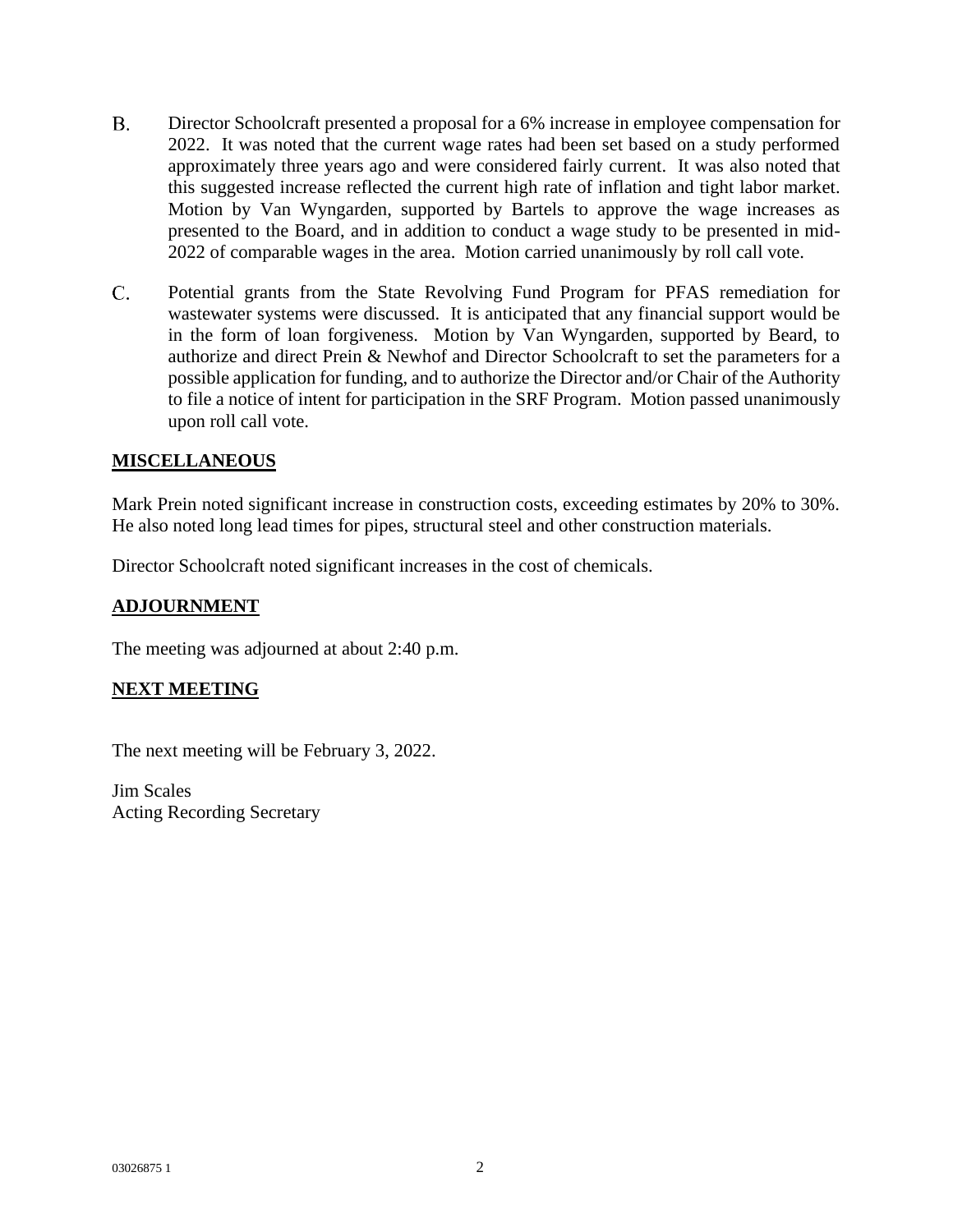B. Director Schoolcraft presented a proposal for a 6% increase in employee compensation for 2022. It was noted that the current wage rates had been set based on a study performed approximately three years ago and were considered fairly current. It was also noted that this suggested increase reflected the current high rate of inflation and tight labor market. Motion by Van Wyngarden, supported by Bartels to approve the wage increases as presented to the Board, and in addition to conduct a wage study to be presented in mid-2022 of comparable wages in the area. Motion carried unanimously by roll call vote.

C. Potential grants from the State Revolving Fund Program for PFAS remediation for wastewater systems were discussed. It is anticipated that any financial support would be in the form of loan forgiveness. Motion by Van Wyngarden, supported by Beard, to authorize and direct Prein & Newhof and Director Schoolcraft to set the parameters for a possible application for funding, and to authorize the Director and/or Chair of the Authority to file a notice of intent for participation in the SRF Program. Motion passed unanimously upon roll call vote.

**MISCELLANEOUS**

Mark Prein noted significant increase in construction costs, exceeding estimates by 20% to 30%. He also noted long lead times for pipes, structural steel and other construction materials.

Director Schoolcraft noted significant increases in the cost of chemicals.

**ADJOURNMENT**

The meeting was adjourned at about 2:40 p.m.

**NEXT MEETING**

The next meeting will be February 3, 2022.

Jim Scales
Acting Recording Secretary

03026875 1